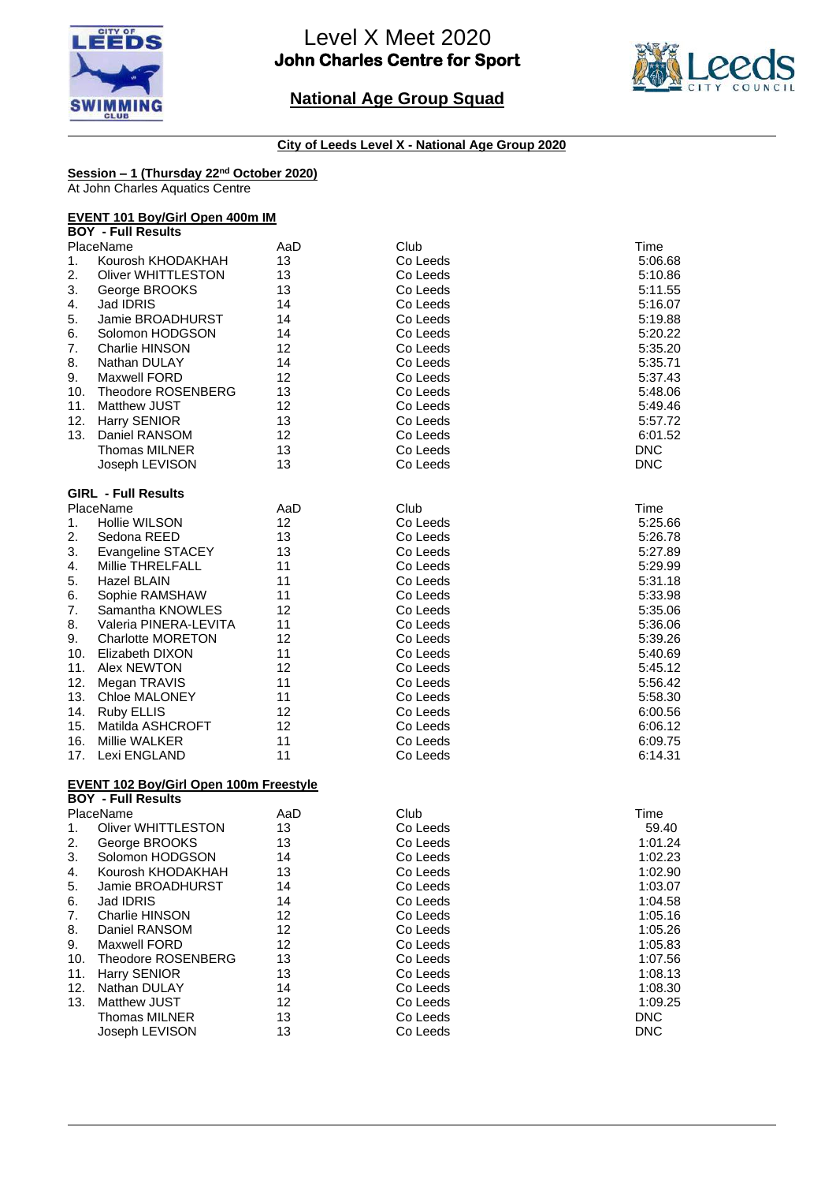# Level X Meet 2020
**John Charles Centre for Sport**

## National Age Group Squad

**City of Leeds Level X - National Age Group 2020**

**Session – 1 (Thursday 22nd October 2020)**
At John Charles Aquatics Centre

### EVENT 101 Boy/Girl Open 400m IM

**BOY - Full Results**

| Place | Name | AaD | Club | Time |
|---|---|---|---|---|
| 1. | Kourosh KHODAKHAH | 13 | Co Leeds | 5:06.68 |
| 2. | Oliver WHITTLESTON | 13 | Co Leeds | 5:10.86 |
| 3. | George BROOKS | 13 | Co Leeds | 5:11.55 |
| 4. | Jad IDRIS | 14 | Co Leeds | 5:16.07 |
| 5. | Jamie BROADHURST | 14 | Co Leeds | 5:19.88 |
| 6. | Solomon HODGSON | 14 | Co Leeds | 5:20.22 |
| 7. | Charlie HINSON | 12 | Co Leeds | 5:35.20 |
| 8. | Nathan DULAY | 14 | Co Leeds | 5:35.71 |
| 9. | Maxwell FORD | 12 | Co Leeds | 5:37.43 |
| 10. | Theodore ROSENBERG | 13 | Co Leeds | 5:48.06 |
| 11. | Matthew JUST | 12 | Co Leeds | 5:49.46 |
| 12. | Harry SENIOR | 13 | Co Leeds | 5:57.72 |
| 13. | Daniel RANSOM | 12 | Co Leeds | 6:01.52 |
| | Thomas MILNER | 13 | Co Leeds | DNC |
| | Joseph LEVISON | 13 | Co Leeds | DNC |

**GIRL - Full Results**

| Place | Name | AaD | Club | Time |
|---|---|---|---|---|
| 1. | Hollie WILSON | 12 | Co Leeds | 5:25.66 |
| 2. | Sedona REED | 13 | Co Leeds | 5:26.78 |
| 3. | Evangeline STACEY | 13 | Co Leeds | 5:27.89 |
| 4. | Millie THRELFALL | 11 | Co Leeds | 5:29.99 |
| 5. | Hazel BLAIN | 11 | Co Leeds | 5:31.18 |
| 6. | Sophie RAMSHAW | 11 | Co Leeds | 5:33.98 |
| 7. | Samantha KNOWLES | 12 | Co Leeds | 5:35.06 |
| 8. | Valeria PINERA-LEVITA | 11 | Co Leeds | 5:36.06 |
| 9. | Charlotte MORETON | 12 | Co Leeds | 5:39.26 |
| 10. | Elizabeth DIXON | 11 | Co Leeds | 5:40.69 |
| 11. | Alex NEWTON | 12 | Co Leeds | 5:45.12 |
| 12. | Megan TRAVIS | 11 | Co Leeds | 5:56.42 |
| 13. | Chloe MALONEY | 11 | Co Leeds | 5:58.30 |
| 14. | Ruby ELLIS | 12 | Co Leeds | 6:00.56 |
| 15. | Matilda ASHCROFT | 12 | Co Leeds | 6:06.12 |
| 16. | Millie WALKER | 11 | Co Leeds | 6:09.75 |
| 17. | Lexi ENGLAND | 11 | Co Leeds | 6:14.31 |

### EVENT 102 Boy/Girl Open 100m Freestyle

**BOY - Full Results**

| Place | Name | AaD | Club | Time |
|---|---|---|---|---|
| 1. | Oliver WHITTLESTON | 13 | Co Leeds | 59.40 |
| 2. | George BROOKS | 13 | Co Leeds | 1:01.24 |
| 3. | Solomon HODGSON | 14 | Co Leeds | 1:02.23 |
| 4. | Kourosh KHODAKHAH | 13 | Co Leeds | 1:02.90 |
| 5. | Jamie BROADHURST | 14 | Co Leeds | 1:03.07 |
| 6. | Jad IDRIS | 14 | Co Leeds | 1:04.58 |
| 7. | Charlie HINSON | 12 | Co Leeds | 1:05.16 |
| 8. | Daniel RANSOM | 12 | Co Leeds | 1:05.26 |
| 9. | Maxwell FORD | 12 | Co Leeds | 1:05.83 |
| 10. | Theodore ROSENBERG | 13 | Co Leeds | 1:07.56 |
| 11. | Harry SENIOR | 13 | Co Leeds | 1:08.13 |
| 12. | Nathan DULAY | 14 | Co Leeds | 1:08.30 |
| 13. | Matthew JUST | 12 | Co Leeds | 1:09.25 |
| | Thomas MILNER | 13 | Co Leeds | DNC |
| | Joseph LEVISON | 13 | Co Leeds | DNC |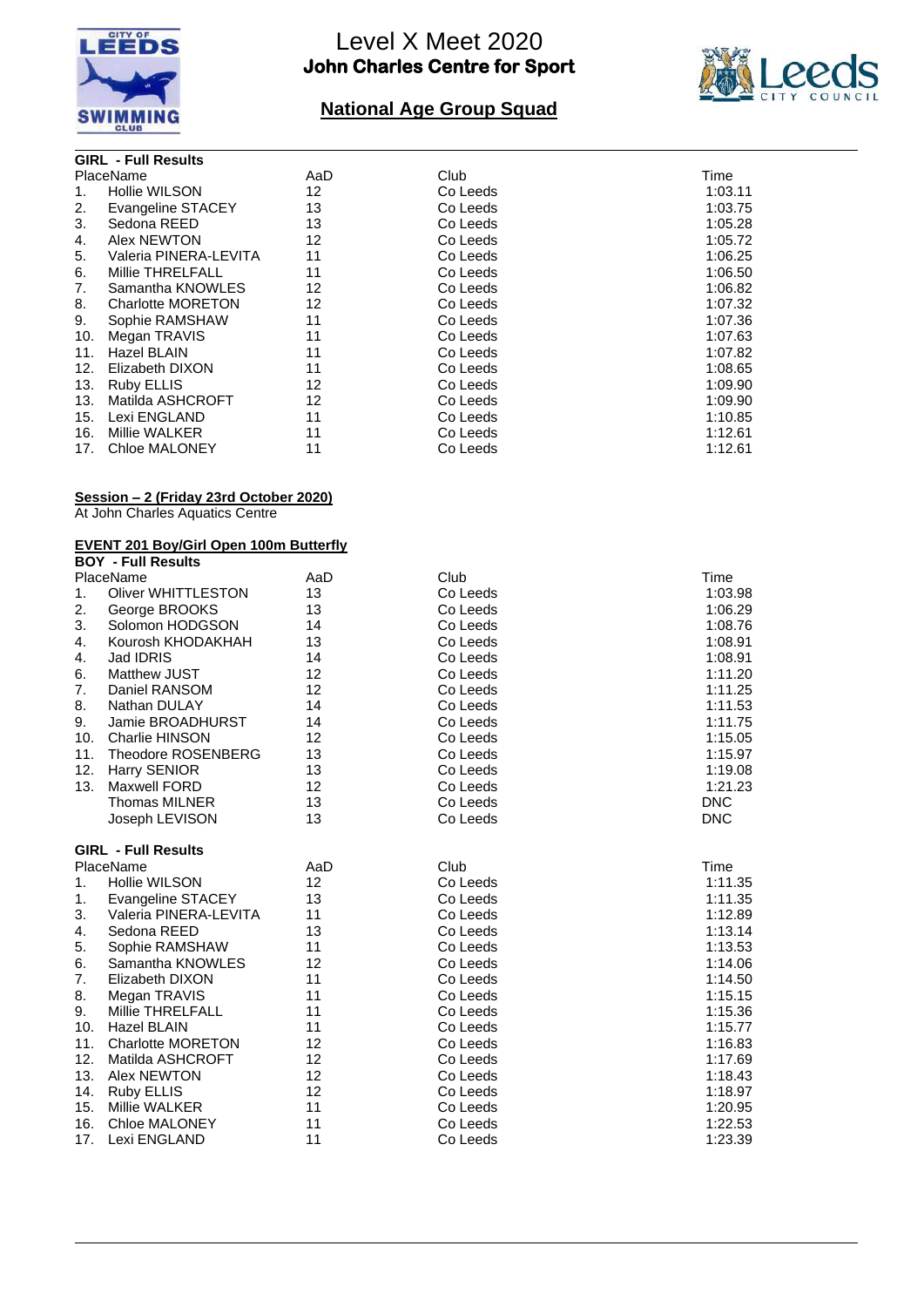**GIRL - Full Results**

| Place | Name | AaD | Club | Time |
|---|---|---|---|---|
| 1. | Hollie WILSON | 12 | Co Leeds | 1:03.11 |
| 2. | Evangeline STACEY | 13 | Co Leeds | 1:03.75 |
| 3. | Sedona REED | 13 | Co Leeds | 1:05.28 |
| 4. | Alex NEWTON | 12 | Co Leeds | 1:05.72 |
| 5. | Valeria PINERA-LEVITA | 11 | Co Leeds | 1:06.25 |
| 6. | Millie THRELFALL | 11 | Co Leeds | 1:06.50 |
| 7. | Samantha KNOWLES | 12 | Co Leeds | 1:06.82 |
| 8. | Charlotte MORETON | 12 | Co Leeds | 1:07.32 |
| 9. | Sophie RAMSHAW | 11 | Co Leeds | 1:07.36 |
| 10. | Megan TRAVIS | 11 | Co Leeds | 1:07.63 |
| 11. | Hazel BLAIN | 11 | Co Leeds | 1:07.82 |
| 12. | Elizabeth DIXON | 11 | Co Leeds | 1:08.65 |
| 13. | Ruby ELLIS | 12 | Co Leeds | 1:09.90 |
| 13. | Matilda ASHCROFT | 12 | Co Leeds | 1:09.90 |
| 15. | Lexi ENGLAND | 11 | Co Leeds | 1:10.85 |
| 16. | Millie WALKER | 11 | Co Leeds | 1:12.61 |
| 17. | Chloe MALONEY | 11 | Co Leeds | 1:12.61 |

**Session – 2 (Friday 23rd October 2020)**

At John Charles Aquatics Centre

**EVENT 201 Boy/Girl Open 100m Butterfly**

**BOY - Full Results**

| Place | Name | AaD | Club | Time |
|---|---|---|---|---|
| 1. | Oliver WHITTLESTON | 13 | Co Leeds | 1:03.98 |
| 2. | George BROOKS | 13 | Co Leeds | 1:06.29 |
| 3. | Solomon HODGSON | 14 | Co Leeds | 1:08.76 |
| 4. | Kourosh KHODAKHAH | 13 | Co Leeds | 1:08.91 |
| 4. | Jad IDRIS | 14 | Co Leeds | 1:08.91 |
| 6. | Matthew JUST | 12 | Co Leeds | 1:11.20 |
| 7. | Daniel RANSOM | 12 | Co Leeds | 1:11.25 |
| 8. | Nathan DULAY | 14 | Co Leeds | 1:11.53 |
| 9. | Jamie BROADHURST | 14 | Co Leeds | 1:11.75 |
| 10. | Charlie HINSON | 12 | Co Leeds | 1:15.05 |
| 11. | Theodore ROSENBERG | 13 | Co Leeds | 1:15.97 |
| 12. | Harry SENIOR | 13 | Co Leeds | 1:19.08 |
| 13. | Maxwell FORD | 12 | Co Leeds | 1:21.23 |
| | Thomas MILNER | 13 | Co Leeds | DNC |
| | Joseph LEVISON | 13 | Co Leeds | DNC |

**GIRL - Full Results**

| Place | Name | AaD | Club | Time |
|---|---|---|---|---|
| 1. | Hollie WILSON | 12 | Co Leeds | 1:11.35 |
| 1. | Evangeline STACEY | 13 | Co Leeds | 1:11.35 |
| 3. | Valeria PINERA-LEVITA | 11 | Co Leeds | 1:12.89 |
| 4. | Sedona REED | 13 | Co Leeds | 1:13.14 |
| 5. | Sophie RAMSHAW | 11 | Co Leeds | 1:13.53 |
| 6. | Samantha KNOWLES | 12 | Co Leeds | 1:14.06 |
| 7. | Elizabeth DIXON | 11 | Co Leeds | 1:14.50 |
| 8. | Megan TRAVIS | 11 | Co Leeds | 1:15.15 |
| 9. | Millie THRELFALL | 11 | Co Leeds | 1:15.36 |
| 10. | Hazel BLAIN | 11 | Co Leeds | 1:15.77 |
| 11. | Charlotte MORETON | 12 | Co Leeds | 1:16.83 |
| 12. | Matilda ASHCROFT | 12 | Co Leeds | 1:17.69 |
| 13. | Alex NEWTON | 12 | Co Leeds | 1:18.43 |
| 14. | Ruby ELLIS | 12 | Co Leeds | 1:18.97 |
| 15. | Millie WALKER | 11 | Co Leeds | 1:20.95 |
| 16. | Chloe MALONEY | 11 | Co Leeds | 1:22.53 |
| 17. | Lexi ENGLAND | 11 | Co Leeds | 1:23.39 |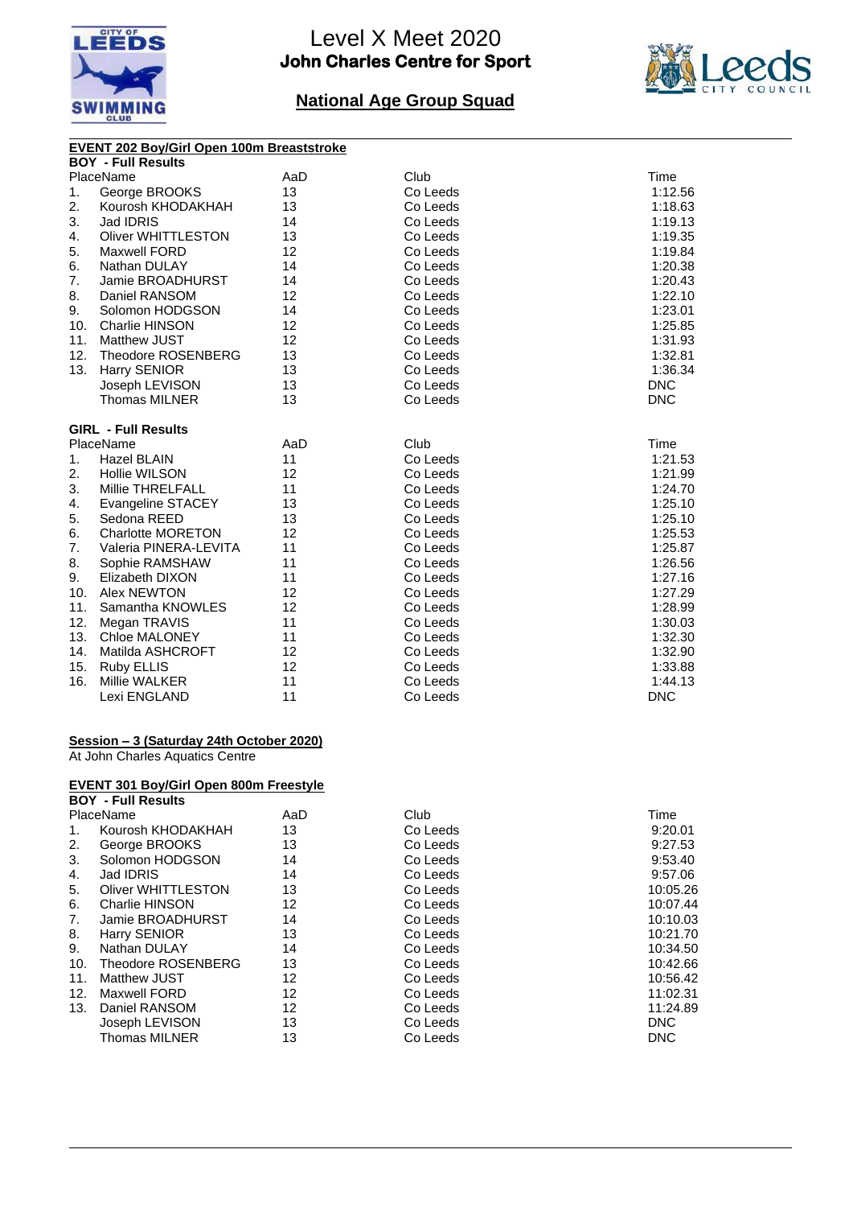# Level X Meet 2020

**John Charles Centre for Sport**

## National Age Group Squad

### EVENT 202 Boy/Girl Open 100m Breaststroke

**BOY - Full Results**

| Place | Name | AaD | Club | Time |
|---|---|---|---|---|
| 1. | George BROOKS | 13 | Co Leeds | 1:12.56 |
| 2. | Kourosh KHODAKHAH | 13 | Co Leeds | 1:18.63 |
| 3. | Jad IDRIS | 14 | Co Leeds | 1:19.13 |
| 4. | Oliver WHITTLESTON | 13 | Co Leeds | 1:19.35 |
| 5. | Maxwell FORD | 12 | Co Leeds | 1:19.84 |
| 6. | Nathan DULAY | 14 | Co Leeds | 1:20.38 |
| 7. | Jamie BROADHURST | 14 | Co Leeds | 1:20.43 |
| 8. | Daniel RANSOM | 12 | Co Leeds | 1:22.10 |
| 9. | Solomon HODGSON | 14 | Co Leeds | 1:23.01 |
| 10. | Charlie HINSON | 12 | Co Leeds | 1:25.85 |
| 11. | Matthew JUST | 12 | Co Leeds | 1:31.93 |
| 12. | Theodore ROSENBERG | 13 | Co Leeds | 1:32.81 |
| 13. | Harry SENIOR | 13 | Co Leeds | 1:36.34 |
| | Joseph LEVISON | 13 | Co Leeds | DNC |
| | Thomas MILNER | 13 | Co Leeds | DNC |

**GIRL - Full Results**

| Place | Name | AaD | Club | Time |
|---|---|---|---|---|
| 1. | Hazel BLAIN | 11 | Co Leeds | 1:21.53 |
| 2. | Hollie WILSON | 12 | Co Leeds | 1:21.99 |
| 3. | Millie THRELFALL | 11 | Co Leeds | 1:24.70 |
| 4. | Evangeline STACEY | 13 | Co Leeds | 1:25.10 |
| 5. | Sedona REED | 13 | Co Leeds | 1:25.10 |
| 6. | Charlotte MORETON | 12 | Co Leeds | 1:25.53 |
| 7. | Valeria PINERA-LEVITA | 11 | Co Leeds | 1:25.87 |
| 8. | Sophie RAMSHAW | 11 | Co Leeds | 1:26.56 |
| 9. | Elizabeth DIXON | 11 | Co Leeds | 1:27.16 |
| 10. | Alex NEWTON | 12 | Co Leeds | 1:27.29 |
| 11. | Samantha KNOWLES | 12 | Co Leeds | 1:28.99 |
| 12. | Megan TRAVIS | 11 | Co Leeds | 1:30.03 |
| 13. | Chloe MALONEY | 11 | Co Leeds | 1:32.30 |
| 14. | Matilda ASHCROFT | 12 | Co Leeds | 1:32.90 |
| 15. | Ruby ELLIS | 12 | Co Leeds | 1:33.88 |
| 16. | Millie WALKER | 11 | Co Leeds | 1:44.13 |
| | Lexi ENGLAND | 11 | Co Leeds | DNC |

### Session – 3 (Saturday 24th October 2020)

At John Charles Aquatics Centre

### EVENT 301 Boy/Girl Open 800m Freestyle

**BOY - Full Results**

| Place | Name | AaD | Club | Time |
|---|---|---|---|---|
| 1. | Kourosh KHODAKHAH | 13 | Co Leeds | 9:20.01 |
| 2. | George BROOKS | 13 | Co Leeds | 9:27.53 |
| 3. | Solomon HODGSON | 14 | Co Leeds | 9:53.40 |
| 4. | Jad IDRIS | 14 | Co Leeds | 9:57.06 |
| 5. | Oliver WHITTLESTON | 13 | Co Leeds | 10:05.26 |
| 6. | Charlie HINSON | 12 | Co Leeds | 10:07.44 |
| 7. | Jamie BROADHURST | 14 | Co Leeds | 10:10.03 |
| 8. | Harry SENIOR | 13 | Co Leeds | 10:21.70 |
| 9. | Nathan DULAY | 14 | Co Leeds | 10:34.50 |
| 10. | Theodore ROSENBERG | 13 | Co Leeds | 10:42.66 |
| 11. | Matthew JUST | 12 | Co Leeds | 10:56.42 |
| 12. | Maxwell FORD | 12 | Co Leeds | 11:02.31 |
| 13. | Daniel RANSOM | 12 | Co Leeds | 11:24.89 |
| | Joseph LEVISON | 13 | Co Leeds | DNC |
| | Thomas MILNER | 13 | Co Leeds | DNC |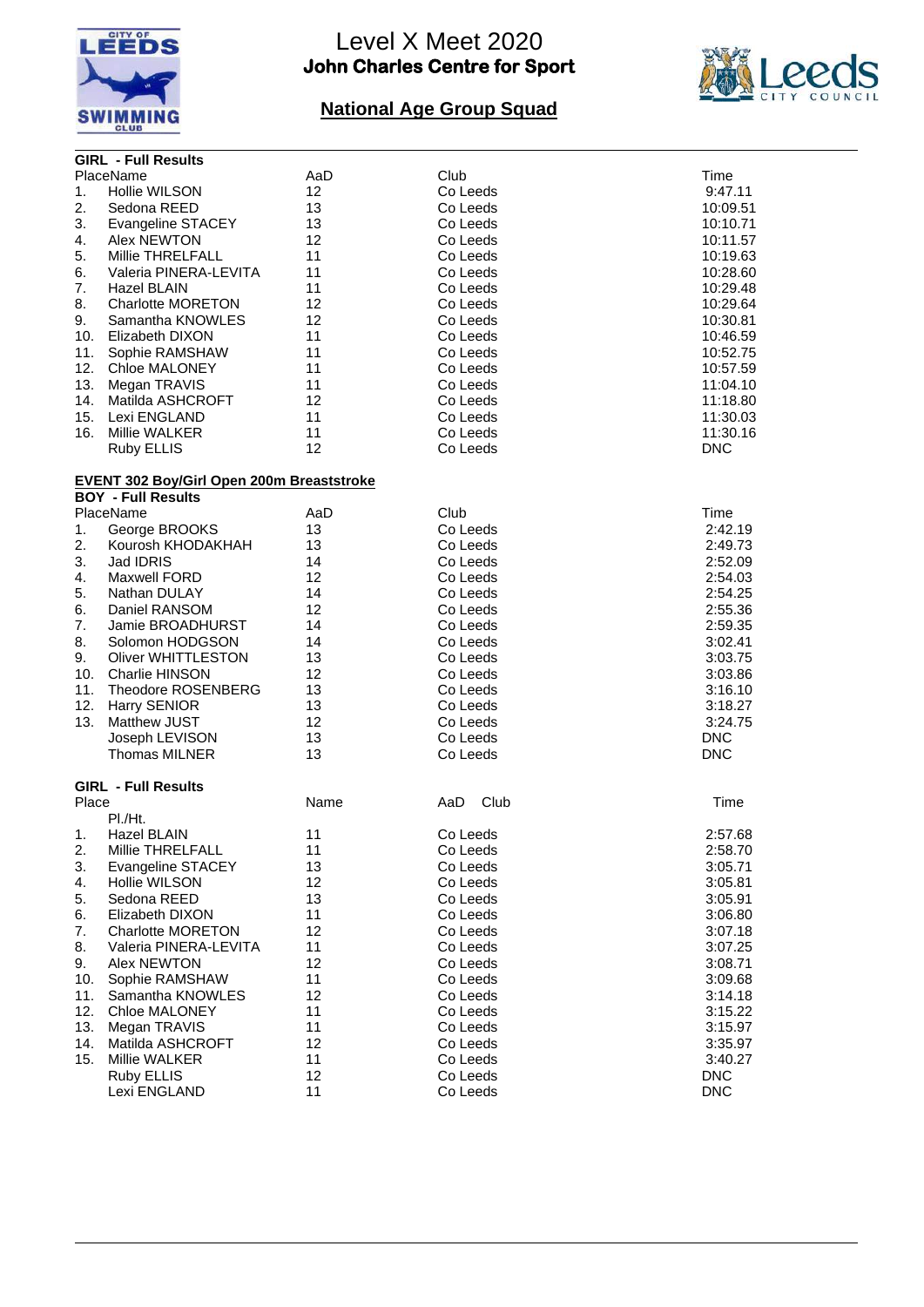# Level X Meet 2020
**John Charles Centre for Sport**

## National Age Group Squad

**GIRL - Full Results**

| Place | Name | AaD | Club | Time |
|---|---|---|---|---|
| 1. | Hollie WILSON | 12 | Co Leeds | 9:47.11 |
| 2. | Sedona REED | 13 | Co Leeds | 10:09.51 |
| 3. | Evangeline STACEY | 13 | Co Leeds | 10:10.71 |
| 4. | Alex NEWTON | 12 | Co Leeds | 10:11.57 |
| 5. | Millie THRELFALL | 11 | Co Leeds | 10:19.63 |
| 6. | Valeria PINERA-LEVITA | 11 | Co Leeds | 10:28.60 |
| 7. | Hazel BLAIN | 11 | Co Leeds | 10:29.48 |
| 8. | Charlotte MORETON | 12 | Co Leeds | 10:29.64 |
| 9. | Samantha KNOWLES | 12 | Co Leeds | 10:30.81 |
| 10. | Elizabeth DIXON | 11 | Co Leeds | 10:46.59 |
| 11. | Sophie RAMSHAW | 11 | Co Leeds | 10:52.75 |
| 12. | Chloe MALONEY | 11 | Co Leeds | 10:57.59 |
| 13. | Megan TRAVIS | 11 | Co Leeds | 11:04.10 |
| 14. | Matilda ASHCROFT | 12 | Co Leeds | 11:18.80 |
| 15. | Lexi ENGLAND | 11 | Co Leeds | 11:30.03 |
| 16. | Millie WALKER | 11 | Co Leeds | 11:30.16 |
| | Ruby ELLIS | 12 | Co Leeds | DNC |

**EVENT 302 Boy/Girl Open 200m Breaststroke**

**BOY - Full Results**

| Place | Name | AaD | Club | Time |
|---|---|---|---|---|
| 1. | George BROOKS | 13 | Co Leeds | 2:42.19 |
| 2. | Kourosh KHODAKHAH | 13 | Co Leeds | 2:49.73 |
| 3. | Jad IDRIS | 14 | Co Leeds | 2:52.09 |
| 4. | Maxwell FORD | 12 | Co Leeds | 2:54.03 |
| 5. | Nathan DULAY | 14 | Co Leeds | 2:54.25 |
| 6. | Daniel RANSOM | 12 | Co Leeds | 2:55.36 |
| 7. | Jamie BROADHURST | 14 | Co Leeds | 2:59.35 |
| 8. | Solomon HODGSON | 14 | Co Leeds | 3:02.41 |
| 9. | Oliver WHITTLESTON | 13 | Co Leeds | 3:03.75 |
| 10. | Charlie HINSON | 12 | Co Leeds | 3:03.86 |
| 11. | Theodore ROSENBERG | 13 | Co Leeds | 3:16.10 |
| 12. | Harry SENIOR | 13 | Co Leeds | 3:18.27 |
| 13. | Matthew JUST | 12 | Co Leeds | 3:24.75 |
| | Joseph LEVISON | 13 | Co Leeds | DNC |
| | Thomas MILNER | 13 | Co Leeds | DNC |

**GIRL - Full Results**

| Place Pl./Ht. | Name | AaD | Club | Time |
|---|---|---|---|---|
| 1. | Hazel BLAIN | 11 | Co Leeds | 2:57.68 |
| 2. | Millie THRELFALL | 11 | Co Leeds | 2:58.70 |
| 3. | Evangeline STACEY | 13 | Co Leeds | 3:05.71 |
| 4. | Hollie WILSON | 12 | Co Leeds | 3:05.81 |
| 5. | Sedona REED | 13 | Co Leeds | 3:05.91 |
| 6. | Elizabeth DIXON | 11 | Co Leeds | 3:06.80 |
| 7. | Charlotte MORETON | 12 | Co Leeds | 3:07.18 |
| 8. | Valeria PINERA-LEVITA | 11 | Co Leeds | 3:07.25 |
| 9. | Alex NEWTON | 12 | Co Leeds | 3:08.71 |
| 10. | Sophie RAMSHAW | 11 | Co Leeds | 3:09.68 |
| 11. | Samantha KNOWLES | 12 | Co Leeds | 3:14.18 |
| 12. | Chloe MALONEY | 11 | Co Leeds | 3:15.22 |
| 13. | Megan TRAVIS | 11 | Co Leeds | 3:15.97 |
| 14. | Matilda ASHCROFT | 12 | Co Leeds | 3:35.97 |
| 15. | Millie WALKER | 11 | Co Leeds | 3:40.27 |
| | Ruby ELLIS | 12 | Co Leeds | DNC |
| | Lexi ENGLAND | 11 | Co Leeds | DNC |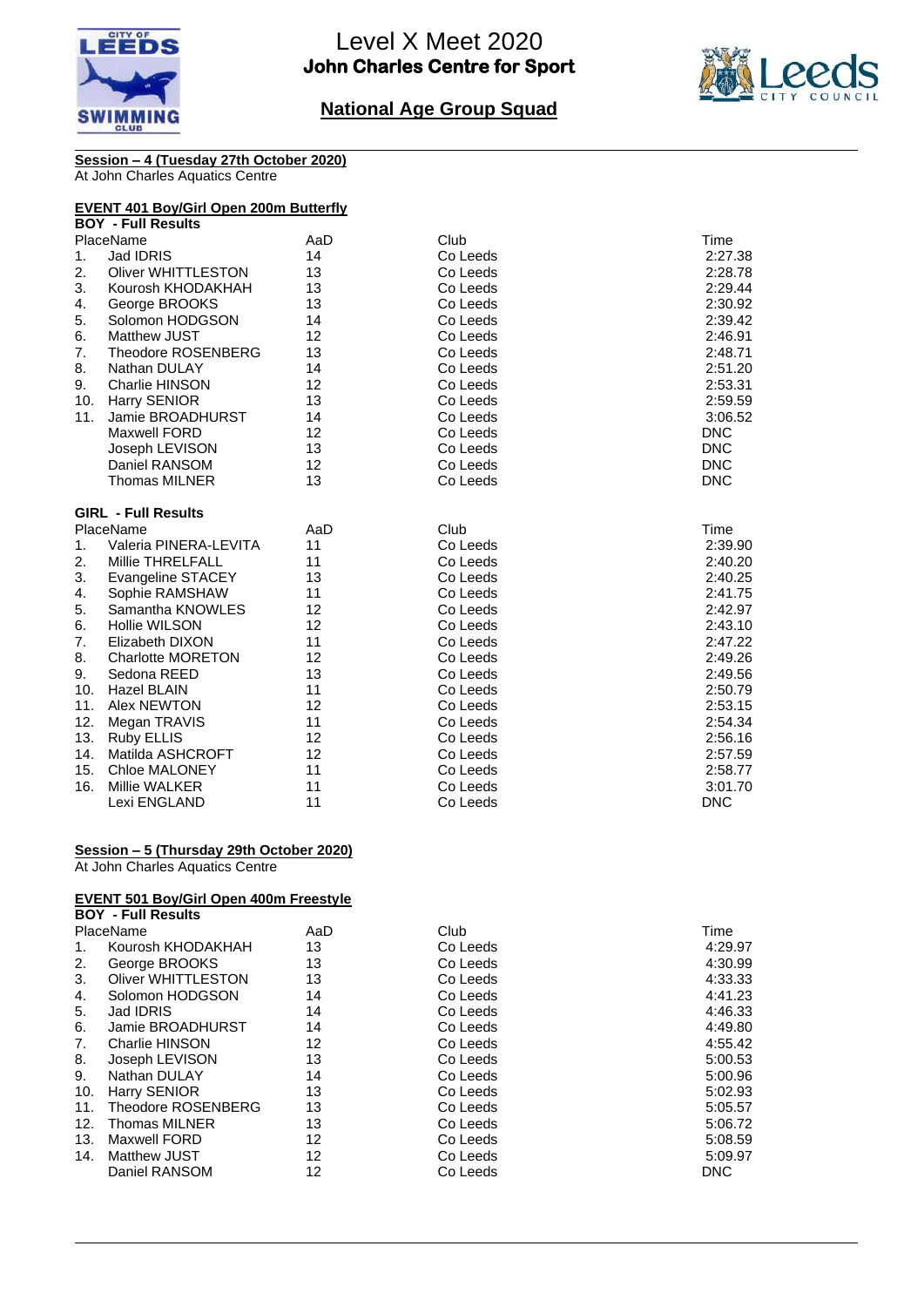# Level X Meet 2020
**John Charles Centre for Sport**

## National Age Group Squad

**Session – 4 (Tuesday 27th October 2020)**
At John Charles Aquatics Centre

### EVENT 401 Boy/Girl Open 200m Butterfly

**BOY - Full Results**

| Place | Name | AaD | Club | Time |
|---|---|---|---|---|
| 1. | Jad IDRIS | 14 | Co Leeds | 2:27.38 |
| 2. | Oliver WHITTLESTON | 13 | Co Leeds | 2:28.78 |
| 3. | Kourosh KHODAKHAH | 13 | Co Leeds | 2:29.44 |
| 4. | George BROOKS | 13 | Co Leeds | 2:30.92 |
| 5. | Solomon HODGSON | 14 | Co Leeds | 2:39.42 |
| 6. | Matthew JUST | 12 | Co Leeds | 2:46.91 |
| 7. | Theodore ROSENBERG | 13 | Co Leeds | 2:48.71 |
| 8. | Nathan DULAY | 14 | Co Leeds | 2:51.20 |
| 9. | Charlie HINSON | 12 | Co Leeds | 2:53.31 |
| 10. | Harry SENIOR | 13 | Co Leeds | 2:59.59 |
| 11. | Jamie BROADHURST | 14 | Co Leeds | 3:06.52 |
| | Maxwell FORD | 12 | Co Leeds | DNC |
| | Joseph LEVISON | 13 | Co Leeds | DNC |
| | Daniel RANSOM | 12 | Co Leeds | DNC |
| | Thomas MILNER | 13 | Co Leeds | DNC |

**GIRL - Full Results**

| Place | Name | AaD | Club | Time |
|---|---|---|---|---|
| 1. | Valeria PINERA-LEVITA | 11 | Co Leeds | 2:39.90 |
| 2. | Millie THRELFALL | 11 | Co Leeds | 2:40.20 |
| 3. | Evangeline STACEY | 13 | Co Leeds | 2:40.25 |
| 4. | Sophie RAMSHAW | 11 | Co Leeds | 2:41.75 |
| 5. | Samantha KNOWLES | 12 | Co Leeds | 2:42.97 |
| 6. | Hollie WILSON | 12 | Co Leeds | 2:43.10 |
| 7. | Elizabeth DIXON | 11 | Co Leeds | 2:47.22 |
| 8. | Charlotte MORETON | 12 | Co Leeds | 2:49.26 |
| 9. | Sedona REED | 13 | Co Leeds | 2:49.56 |
| 10. | Hazel BLAIN | 11 | Co Leeds | 2:50.79 |
| 11. | Alex NEWTON | 12 | Co Leeds | 2:53.15 |
| 12. | Megan TRAVIS | 11 | Co Leeds | 2:54.34 |
| 13. | Ruby ELLIS | 12 | Co Leeds | 2:56.16 |
| 14. | Matilda ASHCROFT | 12 | Co Leeds | 2:57.59 |
| 15. | Chloe MALONEY | 11 | Co Leeds | 2:58.77 |
| 16. | Millie WALKER | 11 | Co Leeds | 3:01.70 |
| | Lexi ENGLAND | 11 | Co Leeds | DNC |

**Session – 5 (Thursday 29th October 2020)**
At John Charles Aquatics Centre

### EVENT 501 Boy/Girl Open 400m Freestyle

**BOY - Full Results**

| Place | Name | AaD | Club | Time |
|---|---|---|---|---|
| 1. | Kourosh KHODAKHAH | 13 | Co Leeds | 4:29.97 |
| 2. | George BROOKS | 13 | Co Leeds | 4:30.99 |
| 3. | Oliver WHITTLESTON | 13 | Co Leeds | 4:33.33 |
| 4. | Solomon HODGSON | 14 | Co Leeds | 4:41.23 |
| 5. | Jad IDRIS | 14 | Co Leeds | 4:46.33 |
| 6. | Jamie BROADHURST | 14 | Co Leeds | 4:49.80 |
| 7. | Charlie HINSON | 12 | Co Leeds | 4:55.42 |
| 8. | Joseph LEVISON | 13 | Co Leeds | 5:00.53 |
| 9. | Nathan DULAY | 14 | Co Leeds | 5:00.96 |
| 10. | Harry SENIOR | 13 | Co Leeds | 5:02.93 |
| 11. | Theodore ROSENBERG | 13 | Co Leeds | 5:05.57 |
| 12. | Thomas MILNER | 13 | Co Leeds | 5:06.72 |
| 13. | Maxwell FORD | 12 | Co Leeds | 5:08.59 |
| 14. | Matthew JUST | 12 | Co Leeds | 5:09.97 |
| | Daniel RANSOM | 12 | Co Leeds | DNC |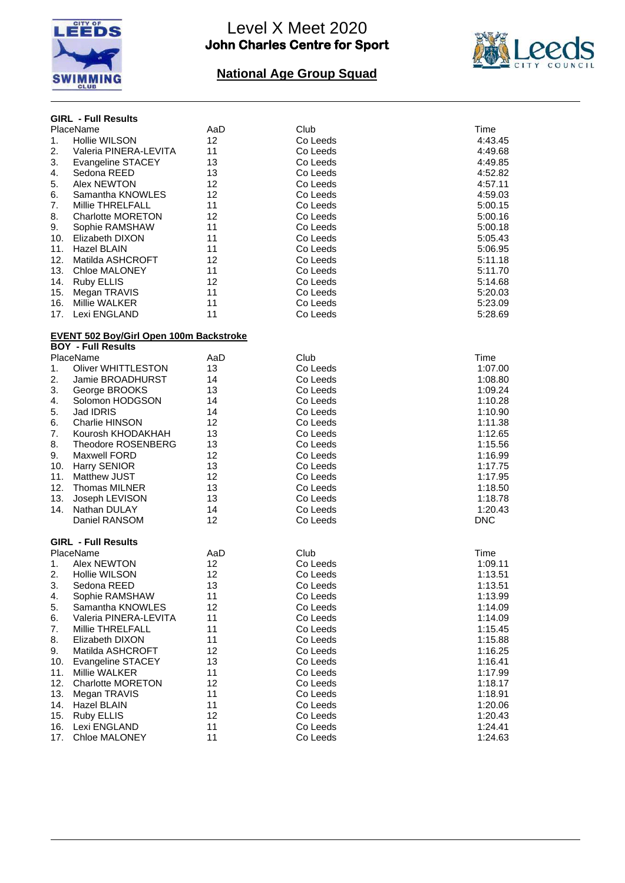# Level X Meet 2020
**John Charles Centre for Sport**

**National Age Group Squad**

**GIRL - Full Results**

| Place | Name | AaD | Club | Time |
|---|---|---|---|---|
| 1. | Hollie WILSON | 12 | Co Leeds | 4:43.45 |
| 2. | Valeria PINERA-LEVITA | 11 | Co Leeds | 4:49.68 |
| 3. | Evangeline STACEY | 13 | Co Leeds | 4:49.85 |
| 4. | Sedona REED | 13 | Co Leeds | 4:52.82 |
| 5. | Alex NEWTON | 12 | Co Leeds | 4:57.11 |
| 6. | Samantha KNOWLES | 12 | Co Leeds | 4:59.03 |
| 7. | Millie THRELFALL | 11 | Co Leeds | 5:00.15 |
| 8. | Charlotte MORETON | 12 | Co Leeds | 5:00.16 |
| 9. | Sophie RAMSHAW | 11 | Co Leeds | 5:00.18 |
| 10. | Elizabeth DIXON | 11 | Co Leeds | 5:05.43 |
| 11. | Hazel BLAIN | 11 | Co Leeds | 5:06.95 |
| 12. | Matilda ASHCROFT | 12 | Co Leeds | 5:11.18 |
| 13. | Chloe MALONEY | 11 | Co Leeds | 5:11.70 |
| 14. | Ruby ELLIS | 12 | Co Leeds | 5:14.68 |
| 15. | Megan TRAVIS | 11 | Co Leeds | 5:20.03 |
| 16. | Millie WALKER | 11 | Co Leeds | 5:23.09 |
| 17. | Lexi ENGLAND | 11 | Co Leeds | 5:28.69 |

## EVENT 502 Boy/Girl Open 100m Backstroke

**BOY - Full Results**

| Place | Name | AaD | Club | Time |
|---|---|---|---|---|
| 1. | Oliver WHITTLESTON | 13 | Co Leeds | 1:07.00 |
| 2. | Jamie BROADHURST | 14 | Co Leeds | 1:08.80 |
| 3. | George BROOKS | 13 | Co Leeds | 1:09.24 |
| 4. | Solomon HODGSON | 14 | Co Leeds | 1:10.28 |
| 5. | Jad IDRIS | 14 | Co Leeds | 1:10.90 |
| 6. | Charlie HINSON | 12 | Co Leeds | 1:11.38 |
| 7. | Kourosh KHODAKHAH | 13 | Co Leeds | 1:12.65 |
| 8. | Theodore ROSENBERG | 13 | Co Leeds | 1:15.56 |
| 9. | Maxwell FORD | 12 | Co Leeds | 1:16.99 |
| 10. | Harry SENIOR | 13 | Co Leeds | 1:17.75 |
| 11. | Matthew JUST | 12 | Co Leeds | 1:17.95 |
| 12. | Thomas MILNER | 13 | Co Leeds | 1:18.50 |
| 13. | Joseph LEVISON | 13 | Co Leeds | 1:18.78 |
| 14. | Nathan DULAY | 14 | Co Leeds | 1:20.43 |
| | Daniel RANSOM | 12 | Co Leeds | DNC |

**GIRL - Full Results**

| Place | Name | AaD | Club | Time |
|---|---|---|---|---|
| 1. | Alex NEWTON | 12 | Co Leeds | 1:09.11 |
| 2. | Hollie WILSON | 12 | Co Leeds | 1:13.51 |
| 3. | Sedona REED | 13 | Co Leeds | 1:13.51 |
| 4. | Sophie RAMSHAW | 11 | Co Leeds | 1:13.99 |
| 5. | Samantha KNOWLES | 12 | Co Leeds | 1:14.09 |
| 6. | Valeria PINERA-LEVITA | 11 | Co Leeds | 1:14.09 |
| 7. | Millie THRELFALL | 11 | Co Leeds | 1:15.45 |
| 8. | Elizabeth DIXON | 11 | Co Leeds | 1:15.88 |
| 9. | Matilda ASHCROFT | 12 | Co Leeds | 1:16.25 |
| 10. | Evangeline STACEY | 13 | Co Leeds | 1:16.41 |
| 11. | Millie WALKER | 11 | Co Leeds | 1:17.99 |
| 12. | Charlotte MORETON | 12 | Co Leeds | 1:18.17 |
| 13. | Megan TRAVIS | 11 | Co Leeds | 1:18.91 |
| 14. | Hazel BLAIN | 11 | Co Leeds | 1:20.06 |
| 15. | Ruby ELLIS | 12 | Co Leeds | 1:20.43 |
| 16. | Lexi ENGLAND | 11 | Co Leeds | 1:24.41 |
| 17. | Chloe MALONEY | 11 | Co Leeds | 1:24.63 |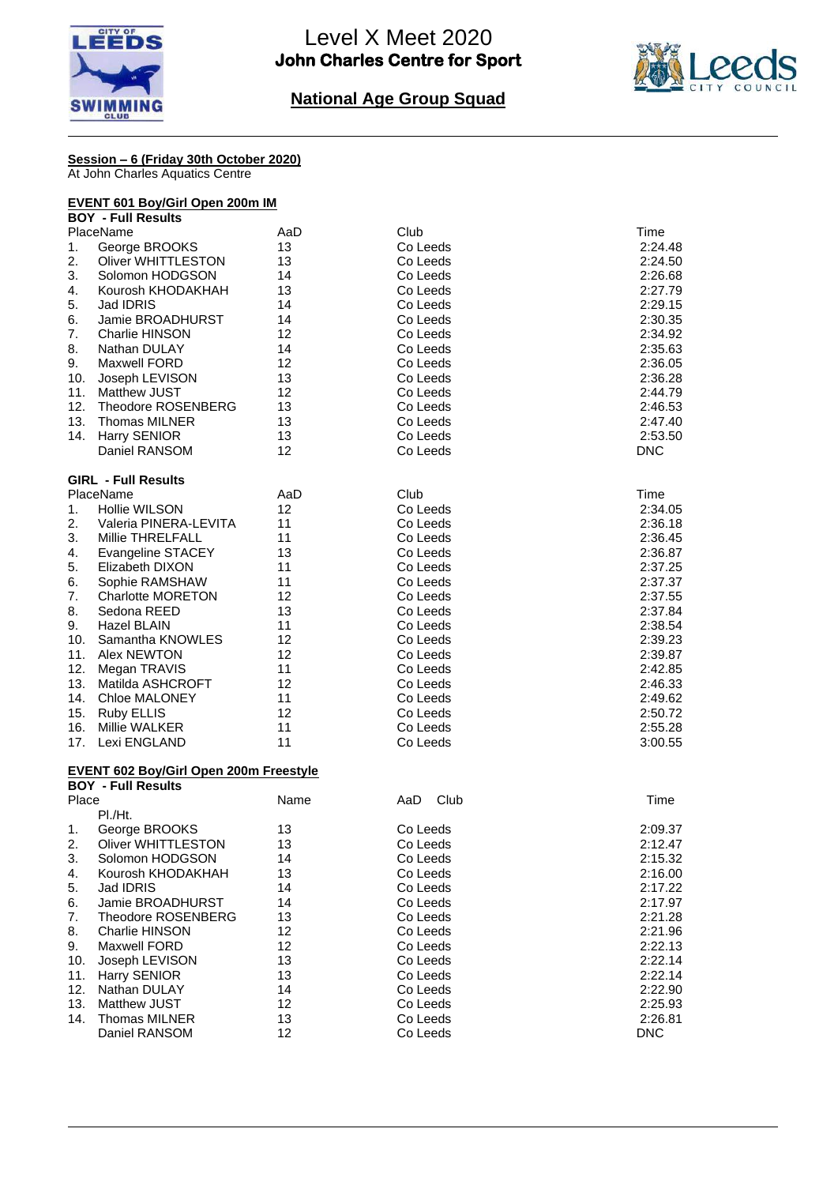# Level X Meet 2020

**John Charles Centre for Sport**

## National Age Group Squad

**Session – 6 (Friday 30th October 2020)**

At John Charles Aquatics Centre

### EVENT 601 Boy/Girl Open 200m IM

**BOY - Full Results**

| Place | Name | AaD | Club | Time |
|---|---|---|---|---|
| 1. | George BROOKS | 13 | Co Leeds | 2:24.48 |
| 2. | Oliver WHITTLESTON | 13 | Co Leeds | 2:24.50 |
| 3. | Solomon HODGSON | 14 | Co Leeds | 2:26.68 |
| 4. | Kourosh KHODAKHAH | 13 | Co Leeds | 2:27.79 |
| 5. | Jad IDRIS | 14 | Co Leeds | 2:29.15 |
| 6. | Jamie BROADHURST | 14 | Co Leeds | 2:30.35 |
| 7. | Charlie HINSON | 12 | Co Leeds | 2:34.92 |
| 8. | Nathan DULAY | 14 | Co Leeds | 2:35.63 |
| 9. | Maxwell FORD | 12 | Co Leeds | 2:36.05 |
| 10. | Joseph LEVISON | 13 | Co Leeds | 2:36.28 |
| 11. | Matthew JUST | 12 | Co Leeds | 2:44.79 |
| 12. | Theodore ROSENBERG | 13 | Co Leeds | 2:46.53 |
| 13. | Thomas MILNER | 13 | Co Leeds | 2:47.40 |
| 14. | Harry SENIOR | 13 | Co Leeds | 2:53.50 |
| | Daniel RANSOM | 12 | Co Leeds | DNC |

**GIRL - Full Results**

| Place | Name | AaD | Club | Time |
|---|---|---|---|---|
| 1. | Hollie WILSON | 12 | Co Leeds | 2:34.05 |
| 2. | Valeria PINERA-LEVITA | 11 | Co Leeds | 2:36.18 |
| 3. | Millie THRELFALL | 11 | Co Leeds | 2:36.45 |
| 4. | Evangeline STACEY | 13 | Co Leeds | 2:36.87 |
| 5. | Elizabeth DIXON | 11 | Co Leeds | 2:37.25 |
| 6. | Sophie RAMSHAW | 11 | Co Leeds | 2:37.37 |
| 7. | Charlotte MORETON | 12 | Co Leeds | 2:37.55 |
| 8. | Sedona REED | 13 | Co Leeds | 2:37.84 |
| 9. | Hazel BLAIN | 11 | Co Leeds | 2:38.54 |
| 10. | Samantha KNOWLES | 12 | Co Leeds | 2:39.23 |
| 11. | Alex NEWTON | 12 | Co Leeds | 2:39.87 |
| 12. | Megan TRAVIS | 11 | Co Leeds | 2:42.85 |
| 13. | Matilda ASHCROFT | 12 | Co Leeds | 2:46.33 |
| 14. | Chloe MALONEY | 11 | Co Leeds | 2:49.62 |
| 15. | Ruby ELLIS | 12 | Co Leeds | 2:50.72 |
| 16. | Millie WALKER | 11 | Co Leeds | 2:55.28 |
| 17. | Lexi ENGLAND | 11 | Co Leeds | 3:00.55 |

### EVENT 602 Boy/Girl Open 200m Freestyle

**BOY - Full Results**

| Place Pl./Ht. | Name | AaD | Club | Time |
|---|---|---|---|---|
| 1. | George BROOKS | 13 | Co Leeds | 2:09.37 |
| 2. | Oliver WHITTLESTON | 13 | Co Leeds | 2:12.47 |
| 3. | Solomon HODGSON | 14 | Co Leeds | 2:15.32 |
| 4. | Kourosh KHODAKHAH | 13 | Co Leeds | 2:16.00 |
| 5. | Jad IDRIS | 14 | Co Leeds | 2:17.22 |
| 6. | Jamie BROADHURST | 14 | Co Leeds | 2:17.97 |
| 7. | Theodore ROSENBERG | 13 | Co Leeds | 2:21.28 |
| 8. | Charlie HINSON | 12 | Co Leeds | 2:21.96 |
| 9. | Maxwell FORD | 12 | Co Leeds | 2:22.13 |
| 10. | Joseph LEVISON | 13 | Co Leeds | 2:22.14 |
| 11. | Harry SENIOR | 13 | Co Leeds | 2:22.14 |
| 12. | Nathan DULAY | 14 | Co Leeds | 2:22.90 |
| 13. | Matthew JUST | 12 | Co Leeds | 2:25.93 |
| 14. | Thomas MILNER | 13 | Co Leeds | 2:26.81 |
| | Daniel RANSOM | 12 | Co Leeds | DNC |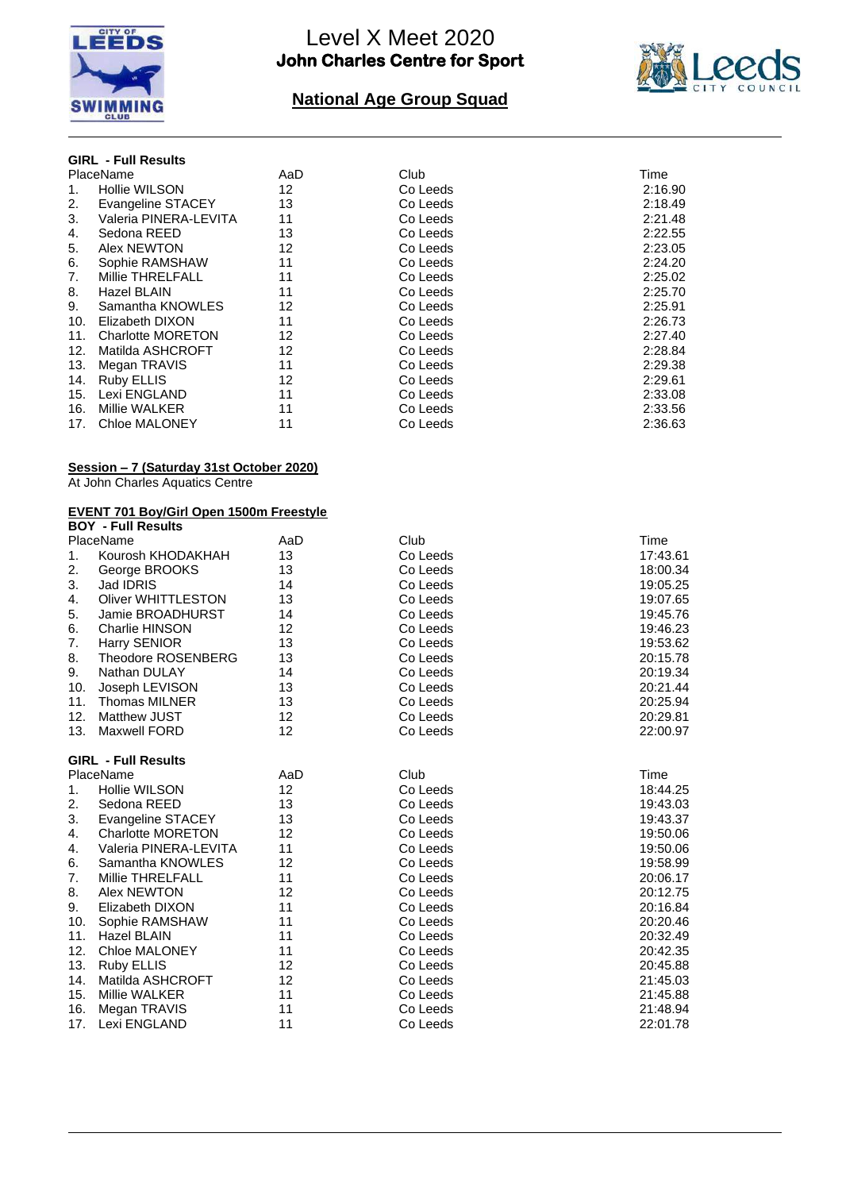# Level X Meet 2020

**John Charles Centre for Sport**

**National Age Group Squad**

**GIRL - Full Results**

| Place | Name | AaD | Club | Time |
|---|---|---|---|---|
| 1. | Hollie WILSON | 12 | Co Leeds | 2:16.90 |
| 2. | Evangeline STACEY | 13 | Co Leeds | 2:18.49 |
| 3. | Valeria PINERA-LEVITA | 11 | Co Leeds | 2:21.48 |
| 4. | Sedona REED | 13 | Co Leeds | 2:22.55 |
| 5. | Alex NEWTON | 12 | Co Leeds | 2:23.05 |
| 6. | Sophie RAMSHAW | 11 | Co Leeds | 2:24.20 |
| 7. | Millie THRELFALL | 11 | Co Leeds | 2:25.02 |
| 8. | Hazel BLAIN | 11 | Co Leeds | 2:25.70 |
| 9. | Samantha KNOWLES | 12 | Co Leeds | 2:25.91 |
| 10. | Elizabeth DIXON | 11 | Co Leeds | 2:26.73 |
| 11. | Charlotte MORETON | 12 | Co Leeds | 2:27.40 |
| 12. | Matilda ASHCROFT | 12 | Co Leeds | 2:28.84 |
| 13. | Megan TRAVIS | 11 | Co Leeds | 2:29.38 |
| 14. | Ruby ELLIS | 12 | Co Leeds | 2:29.61 |
| 15. | Lexi ENGLAND | 11 | Co Leeds | 2:33.08 |
| 16. | Millie WALKER | 11 | Co Leeds | 2:33.56 |
| 17. | Chloe MALONEY | 11 | Co Leeds | 2:36.63 |

**Session – 7 (Saturday 31st October 2020)**

At John Charles Aquatics Centre

**EVENT 701 Boy/Girl Open 1500m Freestyle**

**BOY - Full Results**

| Place | Name | AaD | Club | Time |
|---|---|---|---|---|
| 1. | Kourosh KHODAKHAH | 13 | Co Leeds | 17:43.61 |
| 2. | George BROOKS | 13 | Co Leeds | 18:00.34 |
| 3. | Jad IDRIS | 14 | Co Leeds | 19:05.25 |
| 4. | Oliver WHITTLESTON | 13 | Co Leeds | 19:07.65 |
| 5. | Jamie BROADHURST | 14 | Co Leeds | 19:45.76 |
| 6. | Charlie HINSON | 12 | Co Leeds | 19:46.23 |
| 7. | Harry SENIOR | 13 | Co Leeds | 19:53.62 |
| 8. | Theodore ROSENBERG | 13 | Co Leeds | 20:15.78 |
| 9. | Nathan DULAY | 14 | Co Leeds | 20:19.34 |
| 10. | Joseph LEVISON | 13 | Co Leeds | 20:21.44 |
| 11. | Thomas MILNER | 13 | Co Leeds | 20:25.94 |
| 12. | Matthew JUST | 12 | Co Leeds | 20:29.81 |
| 13. | Maxwell FORD | 12 | Co Leeds | 22:00.97 |

**GIRL - Full Results**

| Place | Name | AaD | Club | Time |
|---|---|---|---|---|
| 1. | Hollie WILSON | 12 | Co Leeds | 18:44.25 |
| 2. | Sedona REED | 13 | Co Leeds | 19:43.03 |
| 3. | Evangeline STACEY | 13 | Co Leeds | 19:43.37 |
| 4. | Charlotte MORETON | 12 | Co Leeds | 19:50.06 |
| 4. | Valeria PINERA-LEVITA | 11 | Co Leeds | 19:50.06 |
| 6. | Samantha KNOWLES | 12 | Co Leeds | 19:58.99 |
| 7. | Millie THRELFALL | 11 | Co Leeds | 20:06.17 |
| 8. | Alex NEWTON | 12 | Co Leeds | 20:12.75 |
| 9. | Elizabeth DIXON | 11 | Co Leeds | 20:16.84 |
| 10. | Sophie RAMSHAW | 11 | Co Leeds | 20:20.46 |
| 11. | Hazel BLAIN | 11 | Co Leeds | 20:32.49 |
| 12. | Chloe MALONEY | 11 | Co Leeds | 20:42.35 |
| 13. | Ruby ELLIS | 12 | Co Leeds | 20:45.88 |
| 14. | Matilda ASHCROFT | 12 | Co Leeds | 21:45.03 |
| 15. | Millie WALKER | 11 | Co Leeds | 21:45.88 |
| 16. | Megan TRAVIS | 11 | Co Leeds | 21:48.94 |
| 17. | Lexi ENGLAND | 11 | Co Leeds | 22:01.78 |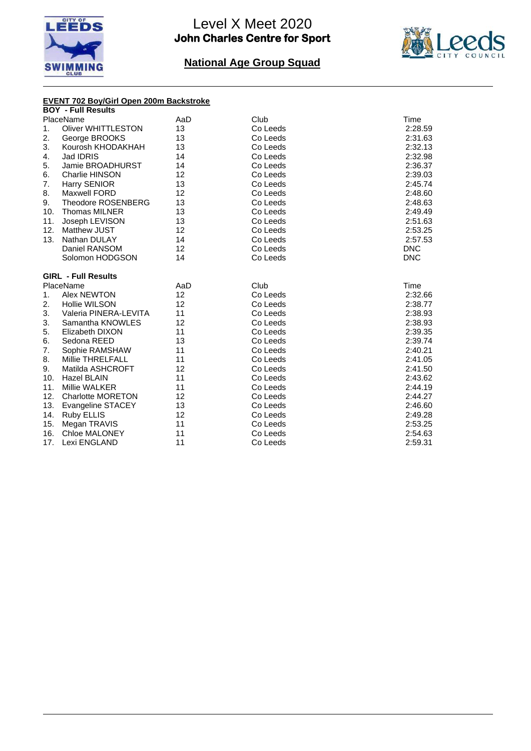# Level X Meet 2020

**John Charles Centre for Sport**

## National Age Group Squad

### EVENT 702 Boy/Girl Open 200m Backstroke

**BOY - Full Results**

| Place | Name | AaD | Club | Time |
|---|---|---|---|---|
| 1. | Oliver WHITTLESTON | 13 | Co Leeds | 2:28.59 |
| 2. | George BROOKS | 13 | Co Leeds | 2:31.63 |
| 3. | Kourosh KHODAKHAH | 13 | Co Leeds | 2:32.13 |
| 4. | Jad IDRIS | 14 | Co Leeds | 2:32.98 |
| 5. | Jamie BROADHURST | 14 | Co Leeds | 2:36.37 |
| 6. | Charlie HINSON | 12 | Co Leeds | 2:39.03 |
| 7. | Harry SENIOR | 13 | Co Leeds | 2:45.74 |
| 8. | Maxwell FORD | 12 | Co Leeds | 2:48.60 |
| 9. | Theodore ROSENBERG | 13 | Co Leeds | 2:48.63 |
| 10. | Thomas MILNER | 13 | Co Leeds | 2:49.49 |
| 11. | Joseph LEVISON | 13 | Co Leeds | 2:51.63 |
| 12. | Matthew JUST | 12 | Co Leeds | 2:53.25 |
| 13. | Nathan DULAY | 14 | Co Leeds | 2:57.53 |
| | Daniel RANSOM | 12 | Co Leeds | DNC |
| | Solomon HODGSON | 14 | Co Leeds | DNC |

**GIRL - Full Results**

| Place | Name | AaD | Club | Time |
|---|---|---|---|---|
| 1. | Alex NEWTON | 12 | Co Leeds | 2:32.66 |
| 2. | Hollie WILSON | 12 | Co Leeds | 2:38.77 |
| 3. | Valeria PINERA-LEVITA | 11 | Co Leeds | 2:38.93 |
| 3. | Samantha KNOWLES | 12 | Co Leeds | 2:38.93 |
| 5. | Elizabeth DIXON | 11 | Co Leeds | 2:39.35 |
| 6. | Sedona REED | 13 | Co Leeds | 2:39.74 |
| 7. | Sophie RAMSHAW | 11 | Co Leeds | 2:40.21 |
| 8. | Millie THRELFALL | 11 | Co Leeds | 2:41.05 |
| 9. | Matilda ASHCROFT | 12 | Co Leeds | 2:41.50 |
| 10. | Hazel BLAIN | 11 | Co Leeds | 2:43.62 |
| 11. | Millie WALKER | 11 | Co Leeds | 2:44.19 |
| 12. | Charlotte MORETON | 12 | Co Leeds | 2:44.27 |
| 13. | Evangeline STACEY | 13 | Co Leeds | 2:46.60 |
| 14. | Ruby ELLIS | 12 | Co Leeds | 2:49.28 |
| 15. | Megan TRAVIS | 11 | Co Leeds | 2:53.25 |
| 16. | Chloe MALONEY | 11 | Co Leeds | 2:54.63 |
| 17. | Lexi ENGLAND | 11 | Co Leeds | 2:59.31 |